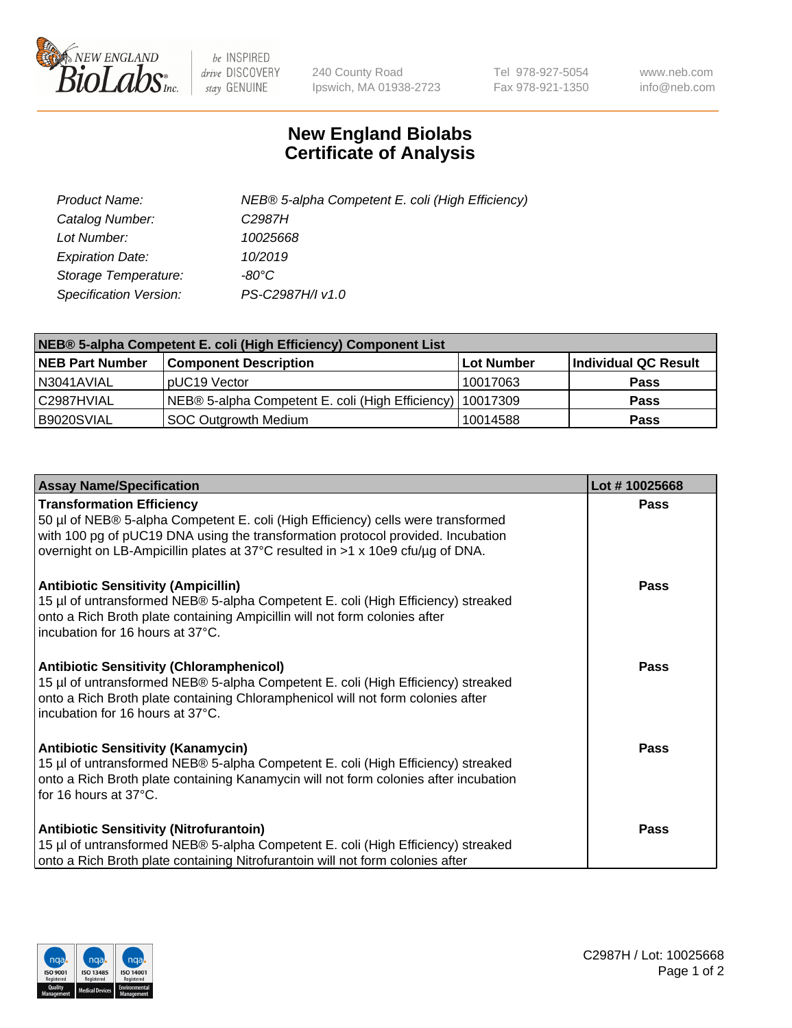240 County Road
Ipswich, MA 01938-2723

Tel 978-927-5054
Fax 978-921-1350

www.neb.com
info@neb.com

# New England Biolabs
# Certificate of Analysis

| | |
|---|---|
| *Product Name:* | *NEB® 5-alpha Competent E. coli (High Efficiency)* |
| *Catalog Number:* | *C2987H* |
| *Lot Number:* | *10025668* |
| *Expiration Date:* | *10/2019* |
| *Storage Temperature:* | *-80°C* |
| *Specification Version:* | *PS-C2987H/I v1.0* |

| **NEB® 5-alpha Competent E. coli (High Efficiency) Component List** | | | |
|---|---|---|---|
| **NEB Part Number** | **Component Description** | **Lot Number** | **Individual QC Result** |
| N3041AVIAL | pUC19 Vector | 10017063 | **Pass** |
| C2987HVIAL | NEB® 5-alpha Competent E. coli (High Efficiency) | 10017309 | **Pass** |
| B9020SVIAL | SOC Outgrowth Medium | 10014588 | **Pass** |

| **Assay Name/Specification** | **Lot # 10025668** |
|---|---|
| **Transformation Efficiency**<br>50 µl of NEB® 5-alpha Competent E. coli (High Efficiency) cells were transformed with 100 pg of pUC19 DNA using the transformation protocol provided. Incubation overnight on LB-Ampicillin plates at 37°C resulted in >1 x 10e9 cfu/µg of DNA. | **Pass** |
| **Antibiotic Sensitivity (Ampicillin)**<br>15 µl of untransformed NEB® 5-alpha Competent E. coli (High Efficiency) streaked onto a Rich Broth plate containing Ampicillin will not form colonies after incubation for 16 hours at 37°C. | **Pass** |
| **Antibiotic Sensitivity (Chloramphenicol)**<br>15 µl of untransformed NEB® 5-alpha Competent E. coli (High Efficiency) streaked onto a Rich Broth plate containing Chloramphenicol will not form colonies after incubation for 16 hours at 37°C. | **Pass** |
| **Antibiotic Sensitivity (Kanamycin)**<br>15 µl of untransformed NEB® 5-alpha Competent E. coli (High Efficiency) streaked onto a Rich Broth plate containing Kanamycin will not form colonies after incubation for 16 hours at 37°C. | **Pass** |
| **Antibiotic Sensitivity (Nitrofurantoin)**<br>15 µl of untransformed NEB® 5-alpha Competent E. coli (High Efficiency) streaked onto a Rich Broth plate containing Nitrofurantoin will not form colonies after | **Pass** |

C2987H / Lot: 10025668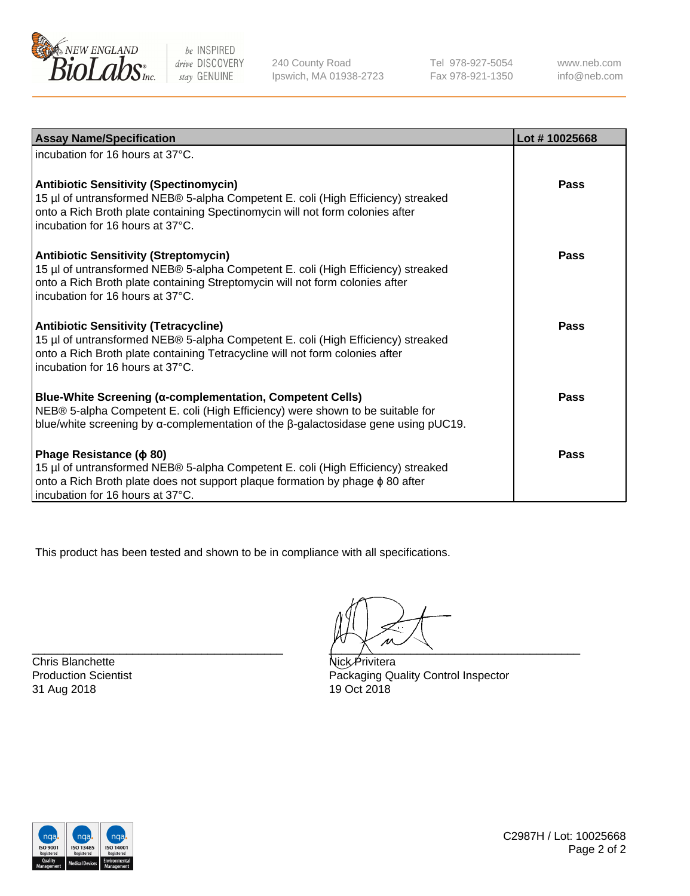| Assay Name/Specification | Lot # 10025668 |
| --- | --- |
| incubation for 16 hours at 37°C. | |
| **Antibiotic Sensitivity (Spectinomycin)** 15 µl of untransformed NEB® 5-alpha Competent E. coli (High Efficiency) streaked onto a Rich Broth plate containing Spectinomycin will not form colonies after incubation for 16 hours at 37°C. | **Pass** |
| **Antibiotic Sensitivity (Streptomycin)** 15 µl of untransformed NEB® 5-alpha Competent E. coli (High Efficiency) streaked onto a Rich Broth plate containing Streptomycin will not form colonies after incubation for 16 hours at 37°C. | **Pass** |
| **Antibiotic Sensitivity (Tetracycline)** 15 µl of untransformed NEB® 5-alpha Competent E. coli (High Efficiency) streaked onto a Rich Broth plate containing Tetracycline will not form colonies after incubation for 16 hours at 37°C. | **Pass** |
| **Blue-White Screening (α-complementation, Competent Cells)** NEB® 5-alpha Competent E. coli (High Efficiency) were shown to be suitable for blue/white screening by α-complementation of the β-galactosidase gene using pUC19. | **Pass** |
| **Phage Resistance (ϕ 80)** 15 µl of untransformed NEB® 5-alpha Competent E. coli (High Efficiency) streaked onto a Rich Broth plate does not support plaque formation by phage ϕ 80 after incubation for 16 hours at 37°C. | **Pass** |

This product has been tested and shown to be in compliance with all specifications.

Chris Blanchette
Production Scientist
31 Aug 2018

Nick Privitera
Packaging Quality Control Inspector
19 Oct 2018

C2987H / Lot: 10025668